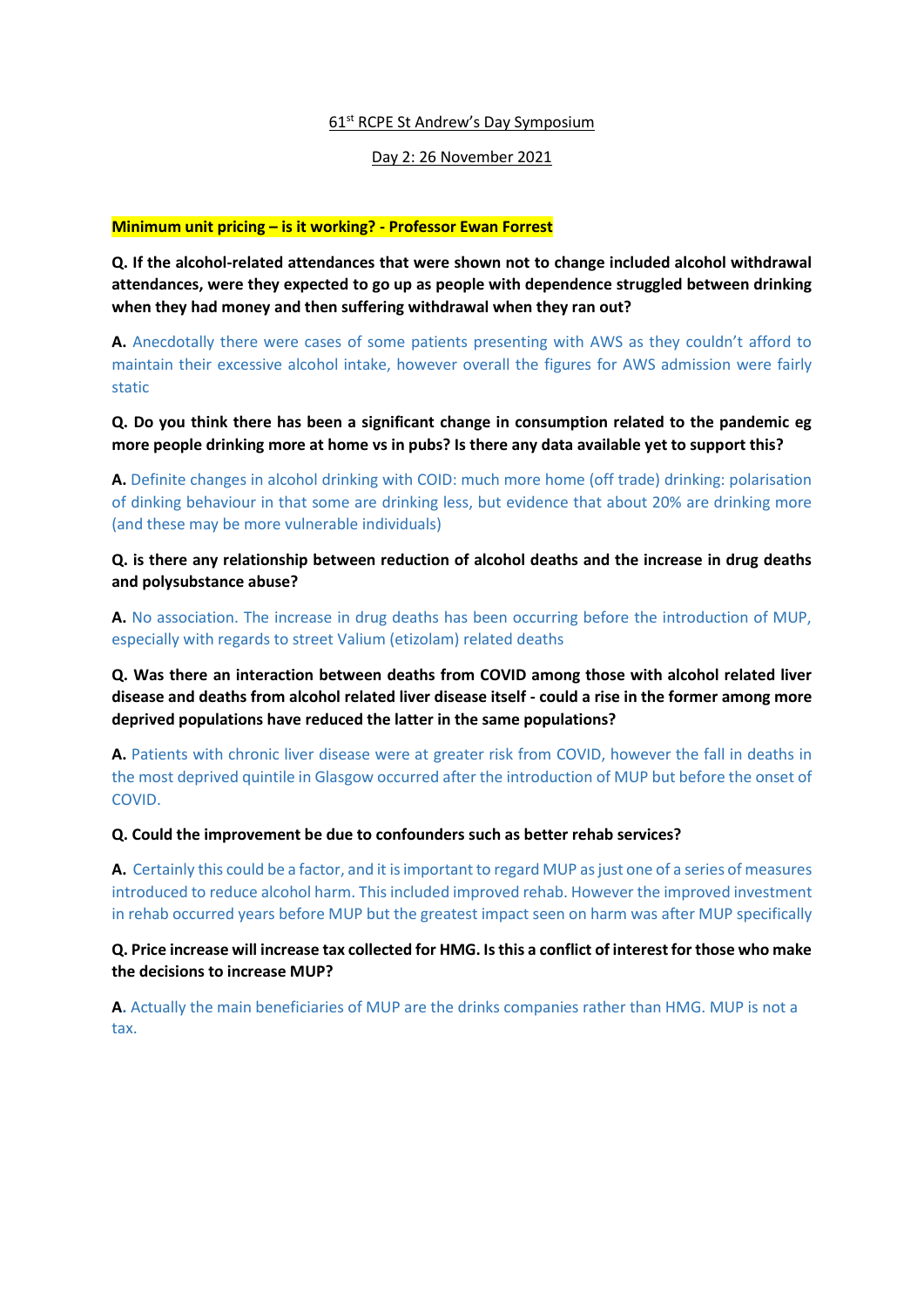61st RCPE St Andrew's Day Symposium

Day 2: 26 November 2021

## Minimum unit pricing – is it working? - Professor Ewan Forrest

**Q. If the alcohol-related attendances that were shown not to change included alcohol withdrawal attendances, were they expected to go up as people with dependence struggled between drinking when they had money and then suffering withdrawal when they ran out?**

**A.** Anecdotally there were cases of some patients presenting with AWS as they couldn't afford to maintain their excessive alcohol intake, however overall the figures for AWS admission were fairly static

**Q. Do you think there has been a significant change in consumption related to the pandemic eg more people drinking more at home vs in pubs? Is there any data available yet to support this?**

**A.** Definite changes in alcohol drinking with COID: much more home (off trade) drinking: polarisation of dinking behaviour in that some are drinking less, but evidence that about 20% are drinking more (and these may be more vulnerable individuals)

**Q. is there any relationship between reduction of alcohol deaths and the increase in drug deaths and polysubstance abuse?**

**A.** No association. The increase in drug deaths has been occurring before the introduction of MUP, especially with regards to street Valium (etizolam) related deaths

**Q. Was there an interaction between deaths from COVID among those with alcohol related liver disease and deaths from alcohol related liver disease itself - could a rise in the former among more deprived populations have reduced the latter in the same populations?**

**A.** Patients with chronic liver disease were at greater risk from COVID, however the fall in deaths in the most deprived quintile in Glasgow occurred after the introduction of MUP but before the onset of COVID.

**Q. Could the improvement be due to confounders such as better rehab services?**

**A.** Certainly this could be a factor, and it is important to regard MUP as just one of a series of measures introduced to reduce alcohol harm. This included improved rehab. However the improved investment in rehab occurred years before MUP but the greatest impact seen on harm was after MUP specifically

**Q. Price increase will increase tax collected for HMG. Is this a conflict of interest for those who make the decisions to increase MUP?**

**A.** Actually the main beneficiaries of MUP are the drinks companies rather than HMG. MUP is not a tax.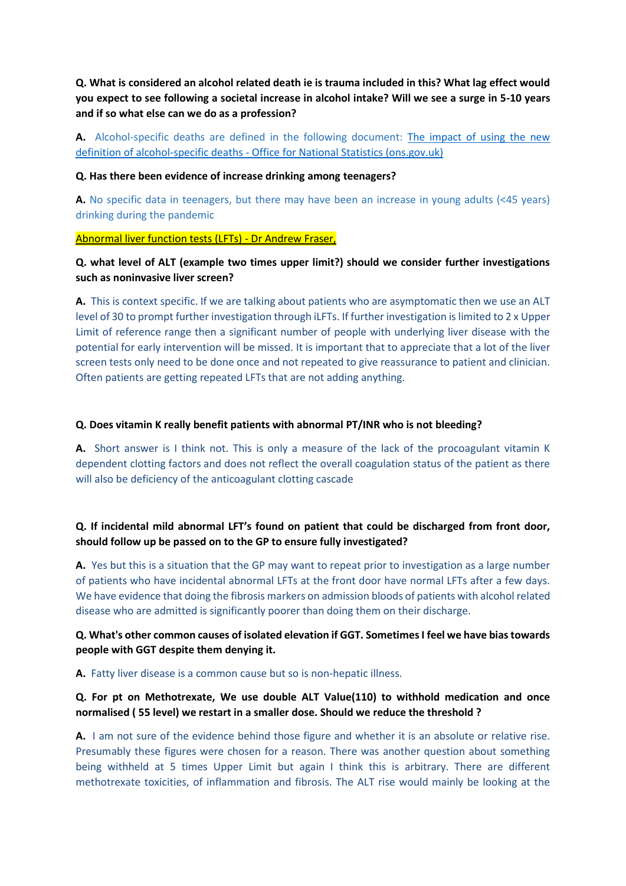**Q. What is considered an alcohol related death ie is trauma included in this? What lag effect would you expect to see following a societal increase in alcohol intake? Will we see a surge in 5-10 years and if so what else can we do as a profession?**

**A.** Alcohol-specific deaths are defined in the following document: [The impact of using the new definition of alcohol-specific deaths - Office for National Statistics (ons.gov.uk)]()

**Q. Has there been evidence of increase drinking among teenagers?**

**A.** No specific data in teenagers, but there may have been an increase in young adults (<45 years) drinking during the pandemic

[Abnormal liver function tests (LFTs) - Dr Andrew Fraser,]()

**Q. what level of ALT (example two times upper limit?) should we consider further investigations such as noninvasive liver screen?**

**A.** This is context specific. If we are talking about patients who are asymptomatic then we use an ALT level of 30 to prompt further investigation through iLFTs. If further investigation is limited to 2 x Upper Limit of reference range then a significant number of people with underlying liver disease with the potential for early intervention will be missed. It is important that to appreciate that a lot of the liver screen tests only need to be done once and not repeated to give reassurance to patient and clinician. Often patients are getting repeated LFTs that are not adding anything.

**Q. Does vitamin K really benefit patients with abnormal PT/INR who is not bleeding?**

**A.** Short answer is I think not. This is only a measure of the lack of the procoagulant vitamin K dependent clotting factors and does not reflect the overall coagulation status of the patient as there will also be deficiency of the anticoagulant clotting cascade

**Q. If incidental mild abnormal LFT's found on patient that could be discharged from front door, should follow up be passed on to the GP to ensure fully investigated?**

**A.** Yes but this is a situation that the GP may want to repeat prior to investigation as a large number of patients who have incidental abnormal LFTs at the front door have normal LFTs after a few days. We have evidence that doing the fibrosis markers on admission bloods of patients with alcohol related disease who are admitted is significantly poorer than doing them on their discharge.

**Q. What's other common causes of isolated elevation if GGT. Sometimes I feel we have bias towards people with GGT despite them denying it.**

**A.** Fatty liver disease is a common cause but so is non-hepatic illness.

**Q. For pt on Methotrexate, We use double ALT Value(110) to withhold medication and once normalised ( 55 level) we restart in a smaller dose. Should we reduce the threshold ?**

**A.** I am not sure of the evidence behind those figure and whether it is an absolute or relative rise. Presumably these figures were chosen for a reason. There was another question about something being withheld at 5 times Upper Limit but again I think this is arbitrary. There are different methotrexate toxicities, of inflammation and fibrosis. The ALT rise would mainly be looking at the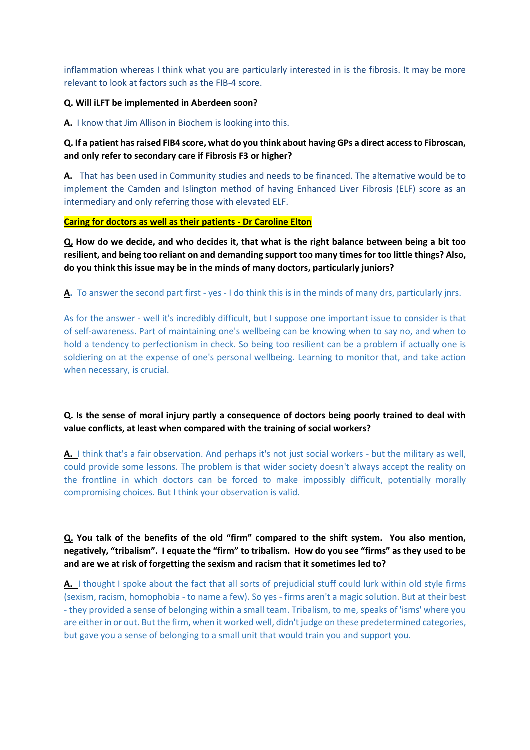inflammation whereas I think what you are particularly interested in is the fibrosis. It may be more relevant to look at factors such as the FIB-4 score.

**Q. Will iLFT be implemented in Aberdeen soon?**

**A.** I know that Jim Allison in Biochem is looking into this.

**Q. If a patient has raised FIB4 score, what do you think about having GPs a direct access to Fibroscan, and only refer to secondary care if Fibrosis F3 or higher?**

**A.** That has been used in Community studies and needs to be financed. The alternative would be to implement the Camden and Islington method of having Enhanced Liver Fibrosis (ELF) score as an intermediary and only referring those with elevated ELF.

**Caring for doctors as well as their patients - Dr Caroline Elton**

**Q. How do we decide, and who decides it, that what is the right balance between being a bit too resilient, and being too reliant on and demanding support too many times for too little things? Also, do you think this issue may be in the minds of many doctors, particularly juniors?**

**A.** To answer the second part first - yes - I do think this is in the minds of many drs, particularly jnrs.

As for the answer - well it's incredibly difficult, but I suppose one important issue to consider is that of self-awareness. Part of maintaining one's wellbeing can be knowing when to say no, and when to hold a tendency to perfectionism in check. So being too resilient can be a problem if actually one is soldiering on at the expense of one's personal wellbeing. Learning to monitor that, and take action when necessary, is crucial.

**Q. Is the sense of moral injury partly a consequence of doctors being poorly trained to deal with value conflicts, at least when compared with the training of social workers?**

**A.** I think that's a fair observation. And perhaps it's not just social workers - but the military as well, could provide some lessons. The problem is that wider society doesn't always accept the reality on the frontline in which doctors can be forced to make impossibly difficult, potentially morally compromising choices. But I think your observation is valid.

**Q. You talk of the benefits of the old "firm" compared to the shift system. You also mention, negatively, "tribalism". I equate the "firm" to tribalism. How do you see "firms" as they used to be and are we at risk of forgetting the sexism and racism that it sometimes led to?**

**A.** I thought I spoke about the fact that all sorts of prejudicial stuff could lurk within old style firms (sexism, racism, homophobia - to name a few). So yes - firms aren't a magic solution. But at their best - they provided a sense of belonging within a small team. Tribalism, to me, speaks of 'isms' where you are either in or out. But the firm, when it worked well, didn't judge on these predetermined categories, but gave you a sense of belonging to a small unit that would train you and support you.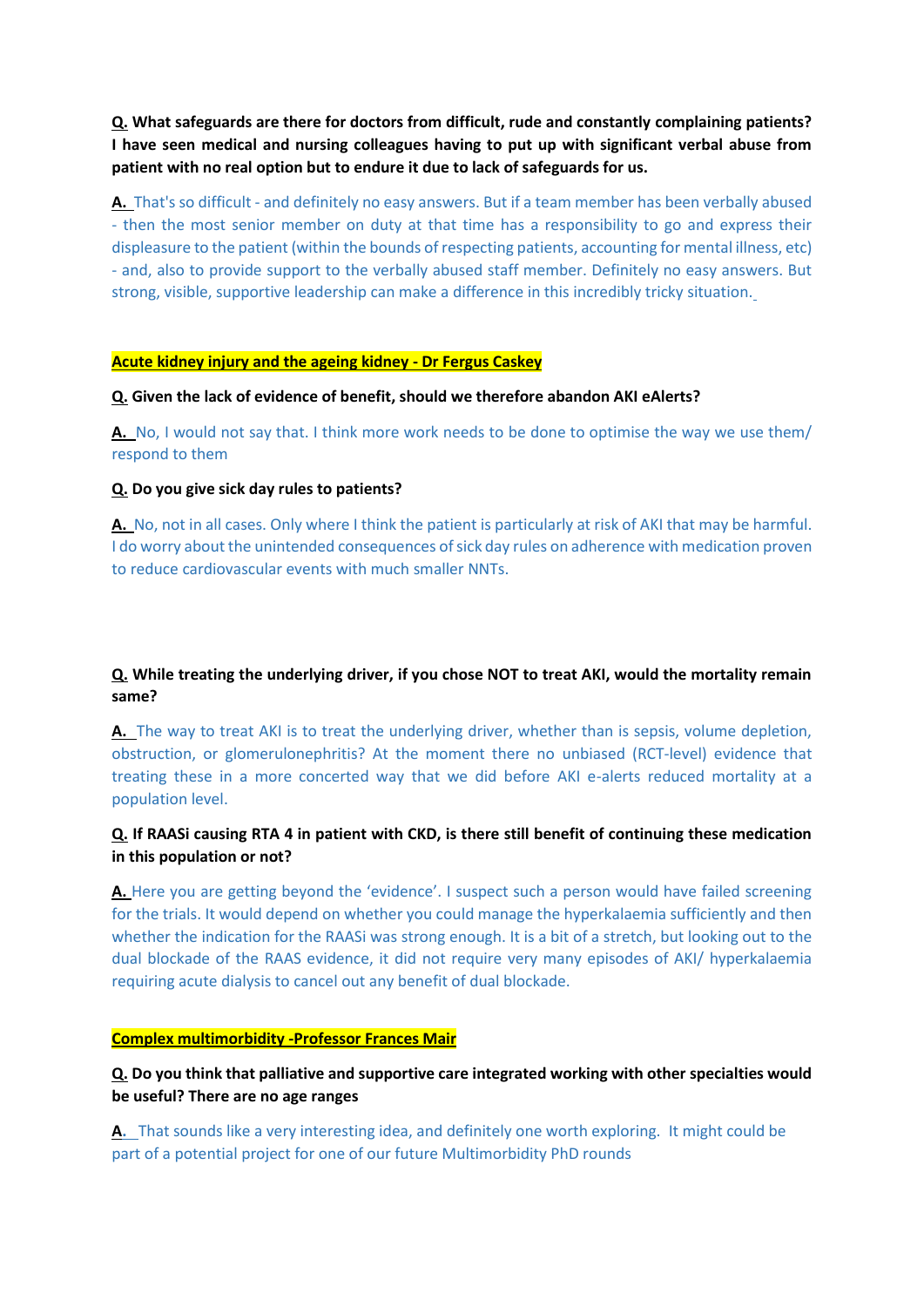**Q.** **What safeguards are there for doctors from difficult, rude and constantly complaining patients? I have seen medical and nursing colleagues having to put up with significant verbal abuse from patient with no real option but to endure it due to lack of safeguards for us.**

**A.** That's so difficult - and definitely no easy answers. But if a team member has been verbally abused - then the most senior member on duty at that time has a responsibility to go and express their displeasure to the patient (within the bounds of respecting patients, accounting for mental illness, etc) - and, also to provide support to the verbally abused staff member. Definitely no easy answers. But strong, visible, supportive leadership can make a difference in this incredibly tricky situation.

## Acute kidney injury and the ageing kidney - Dr Fergus Caskey

**Q.** **Given the lack of evidence of benefit, should we therefore abandon AKI eAlerts?**

**A.** No, I would not say that. I think more work needs to be done to optimise the way we use them/ respond to them

**Q.** **Do you give sick day rules to patients?**

**A.** No, not in all cases. Only where I think the patient is particularly at risk of AKI that may be harmful. I do worry about the unintended consequences of sick day rules on adherence with medication proven to reduce cardiovascular events with much smaller NNTs.

**Q.** **While treating the underlying driver, if you chose NOT to treat AKI, would the mortality remain same?**

**A.** The way to treat AKI is to treat the underlying driver, whether than is sepsis, volume depletion, obstruction, or glomerulonephritis? At the moment there no unbiased (RCT-level) evidence that treating these in a more concerted way that we did before AKI e-alerts reduced mortality at a population level.

**Q.** **If RAASi causing RTA 4 in patient with CKD, is there still benefit of continuing these medication in this population or not?**

**A.** Here you are getting beyond the 'evidence'. I suspect such a person would have failed screening for the trials. It would depend on whether you could manage the hyperkalaemia sufficiently and then whether the indication for the RAASi was strong enough. It is a bit of a stretch, but looking out to the dual blockade of the RAAS evidence, it did not require very many episodes of AKI/ hyperkalaemia requiring acute dialysis to cancel out any benefit of dual blockade.

## Complex multimorbidity -Professor Frances Mair

**Q.** **Do you think that palliative and supportive care integrated working with other specialties would be useful? There are no age ranges**

**A.** That sounds like a very interesting idea, and definitely one worth exploring. It might could be part of a potential project for one of our future Multimorbidity PhD rounds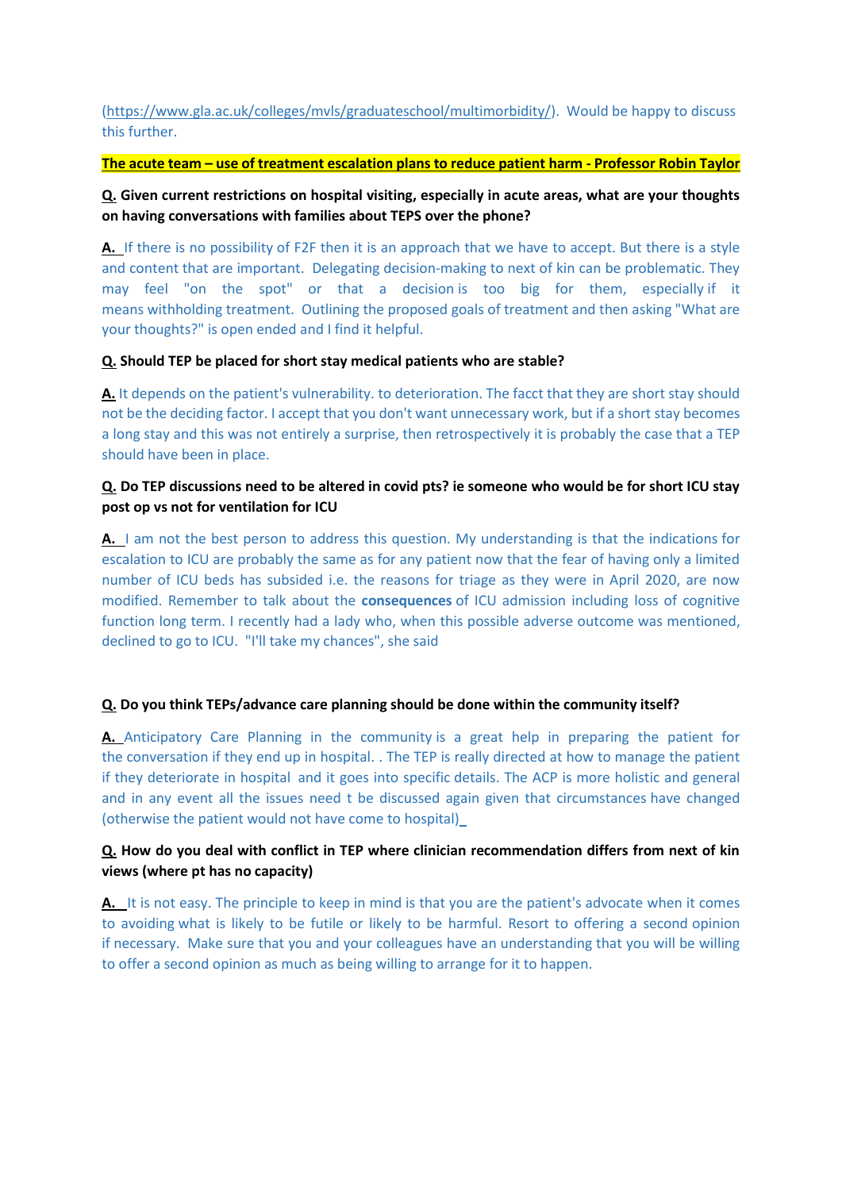(https://www.gla.ac.uk/colleges/mvls/graduateschool/multimorbidity/). Would be happy to discuss this further.

**The acute team – use of treatment escalation plans to reduce patient harm - Professor Robin Taylor**

**Q. Given current restrictions on hospital visiting, especially in acute areas, what are your thoughts on having conversations with families about TEPS over the phone?**

**A.** If there is no possibility of F2F then it is an approach that we have to accept. But there is a style and content that are important. Delegating decision-making to next of kin can be problematic. They may feel "on the spot" or that a decision is too big for them, especially if it means withholding treatment. Outlining the proposed goals of treatment and then asking "What are your thoughts?" is open ended and I find it helpful.

**Q. Should TEP be placed for short stay medical patients who are stable?**

**A.** It depends on the patient's vulnerability. to deterioration. The facct that they are short stay should not be the deciding factor. I accept that you don't want unnecessary work, but if a short stay becomes a long stay and this was not entirely a surprise, then retrospectively it is probably the case that a TEP should have been in place.

**Q. Do TEP discussions need to be altered in covid pts? ie someone who would be for short ICU stay post op vs not for ventilation for ICU**

**A.** I am not the best person to address this question. My understanding is that the indications for escalation to ICU are probably the same as for any patient now that the fear of having only a limited number of ICU beds has subsided i.e. the reasons for triage as they were in April 2020, are now modified. Remember to talk about the **consequences** of ICU admission including loss of cognitive function long term. I recently had a lady who, when this possible adverse outcome was mentioned, declined to go to ICU. "I'll take my chances", she said

**Q. Do you think TEPs/advance care planning should be done within the community itself?**

**A.** Anticipatory Care Planning in the community is a great help in preparing the patient for the conversation if they end up in hospital. . The TEP is really directed at how to manage the patient if they deteriorate in hospital and it goes into specific details. The ACP is more holistic and general and in any event all the issues need t be discussed again given that circumstances have changed (otherwise the patient would not have come to hospital)

**Q. How do you deal with conflict in TEP where clinician recommendation differs from next of kin views (where pt has no capacity)**

**A.** It is not easy. The principle to keep in mind is that you are the patient's advocate when it comes to avoiding what is likely to be futile or likely to be harmful. Resort to offering a second opinion if necessary. Make sure that you and your colleagues have an understanding that you will be willing to offer a second opinion as much as being willing to arrange for it to happen.